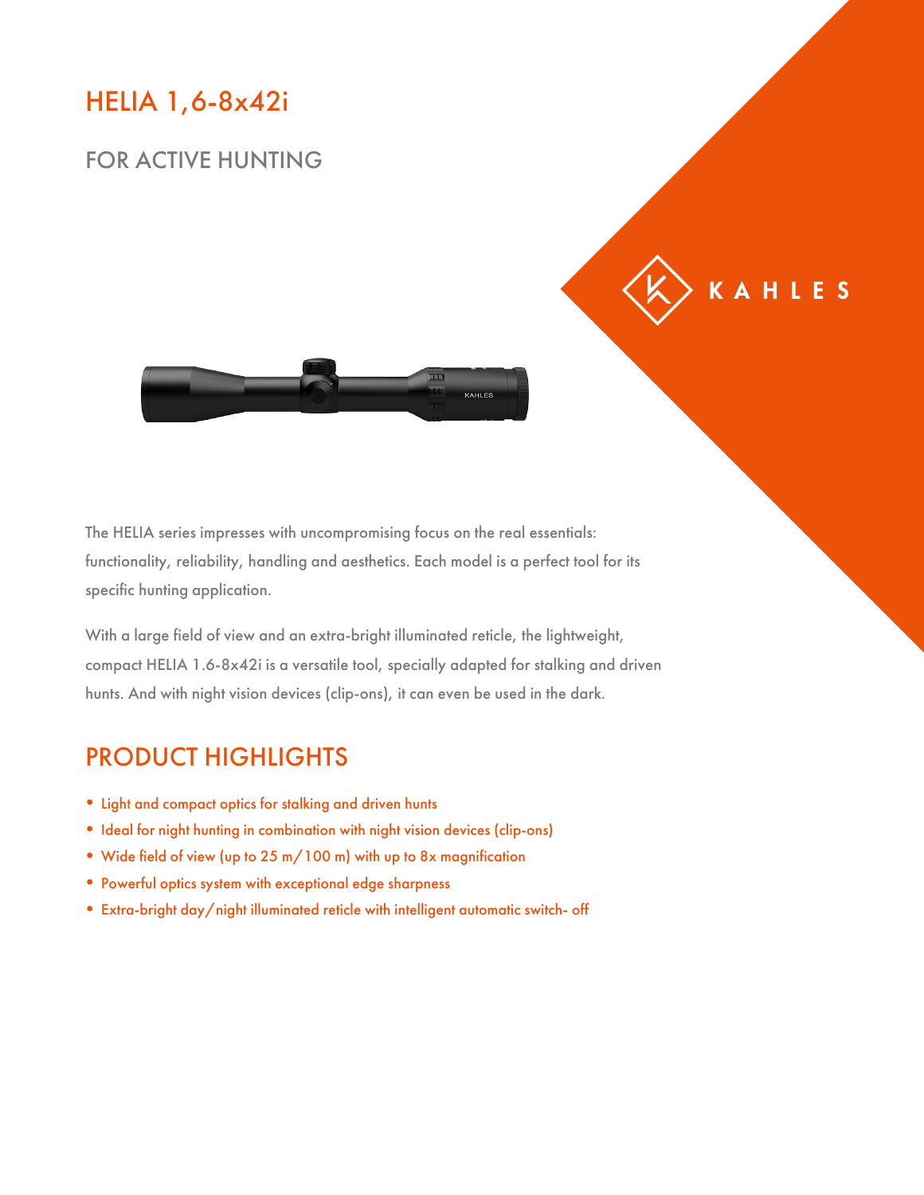# HELIA 1,6-8x42i

## FOR ACTIVE HUNTING

KAHLES

The HELIA series impresses with uncompromising focus on the real essentials: functionality, reliability, handling and aesthetics. Each model is a perfect tool for its specific hunting application.

With a large field of view and an extra-bright illuminated reticle, the lightweight, compact HELIA 1.6-8x42i is a versatile tool, specially adapted for stalking and driven hunts. And with night vision devices (clip-ons), it can even be used in the dark.

## PRODUCT HIGHLIGHTS

- Light and compact optics for stalking and driven hunts
- Ideal for night hunting in combination with night vision devices (clip-ons)
- Wide field of view (up to 25 m/ 100 m) with up to 8x magnification
- Powerful optics system with exceptional edge sharpness
- Extra-bright day/ night illuminated reticle with intelligent automatic switch- off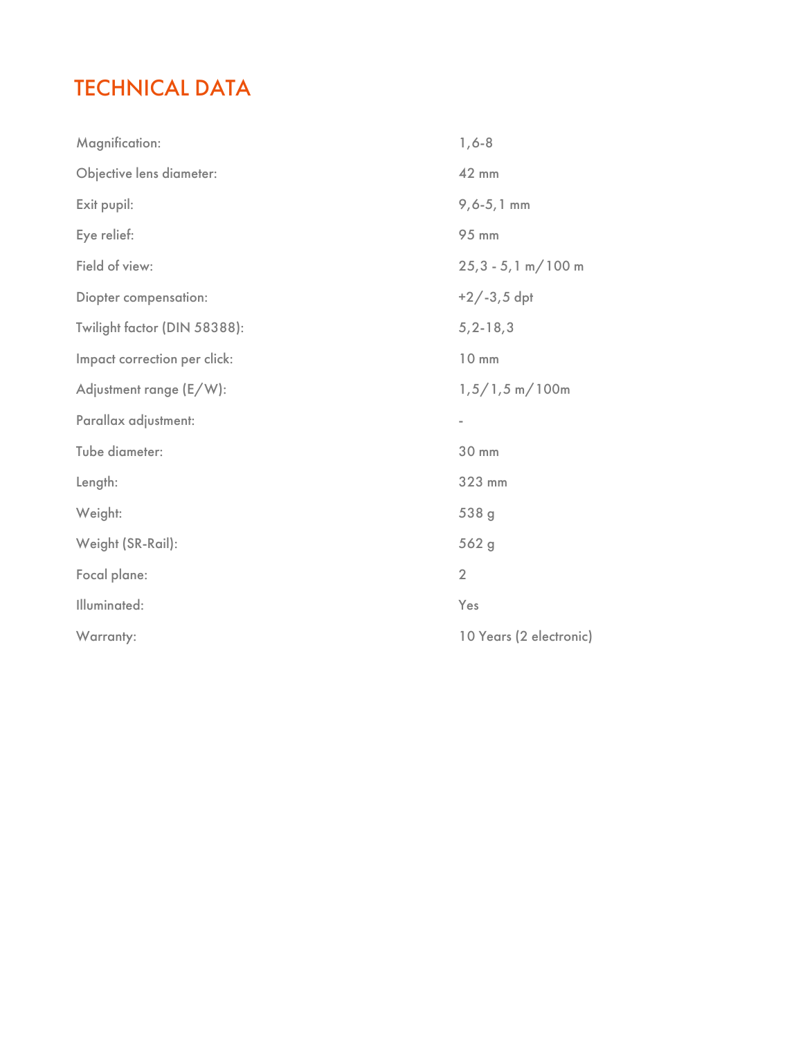# TECHNICAL DATA

| | |
|---|---|
| Magnification: | 1,6-8 |
| Objective lens diameter: | 42 mm |
| Exit pupil: | 9,6-5,1 mm |
| Eye relief: | 95 mm |
| Field of view: | 25,3 - 5,1 m/100 m |
| Diopter compensation: | +2/-3,5 dpt |
| Twilight factor (DIN 58388): | 5,2-18,3 |
| Impact correction per click: | 10 mm |
| Adjustment range (E/W): | 1,5/1,5 m/100m |
| Parallax adjustment: | - |
| Tube diameter: | 30 mm |
| Length: | 323 mm |
| Weight: | 538 g |
| Weight (SR-Rail): | 562 g |
| Focal plane: | 2 |
| Illuminated: | Yes |
| Warranty: | 10 Years (2 electronic) |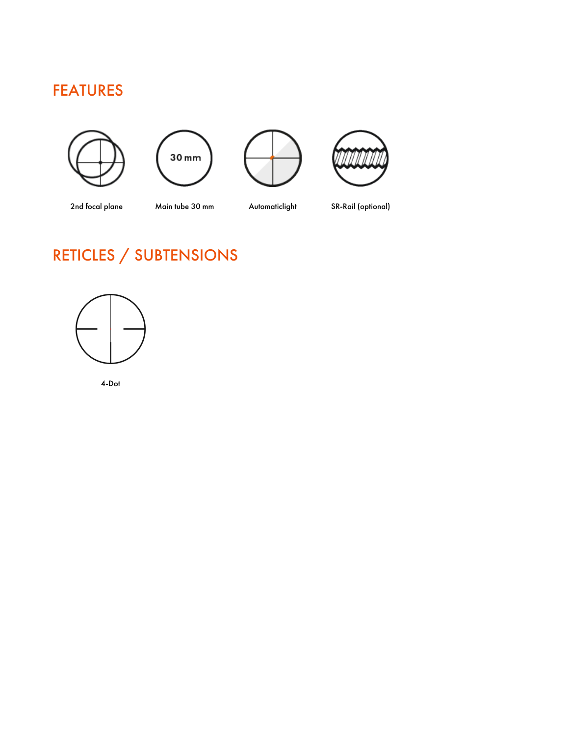## FEATURES

2nd focal plane

Main tube 30 mm

Automaticlight

SR-Rail (optional)

## RETICLES / SUBTENSIONS

4-Dot